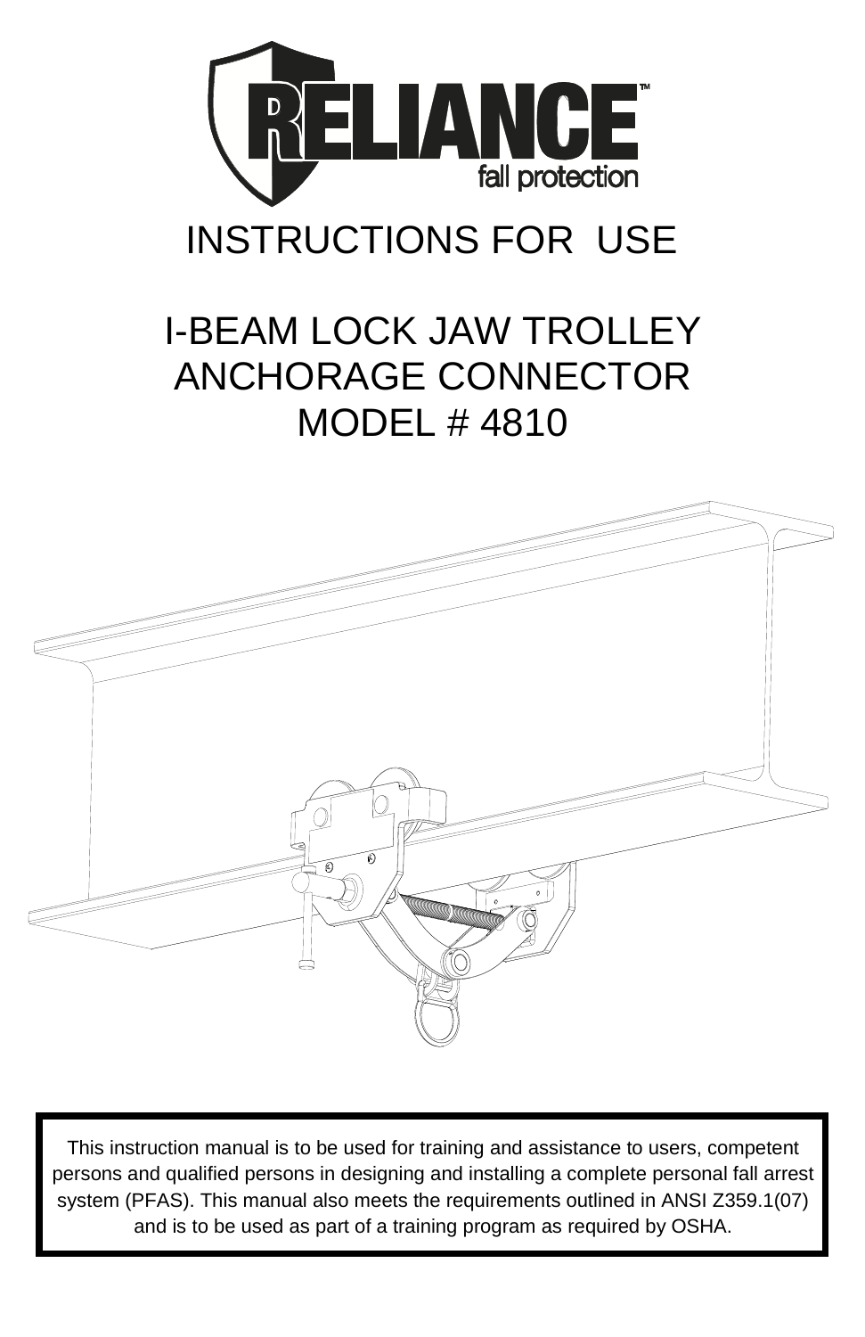RELIANCE™ fall protection

# INSTRUCTIONS FOR USE

# I-BEAM LOCK JAW TROLLEY ANCHORAGE CONNECTOR MODEL # 4810

This instruction manual is to be used for training and assistance to users, competent persons and qualified persons in designing and installing a complete personal fall arrest system (PFAS). This manual also meets the requirements outlined in ANSI Z359.1(07) and is to be used as part of a training program as required by OSHA.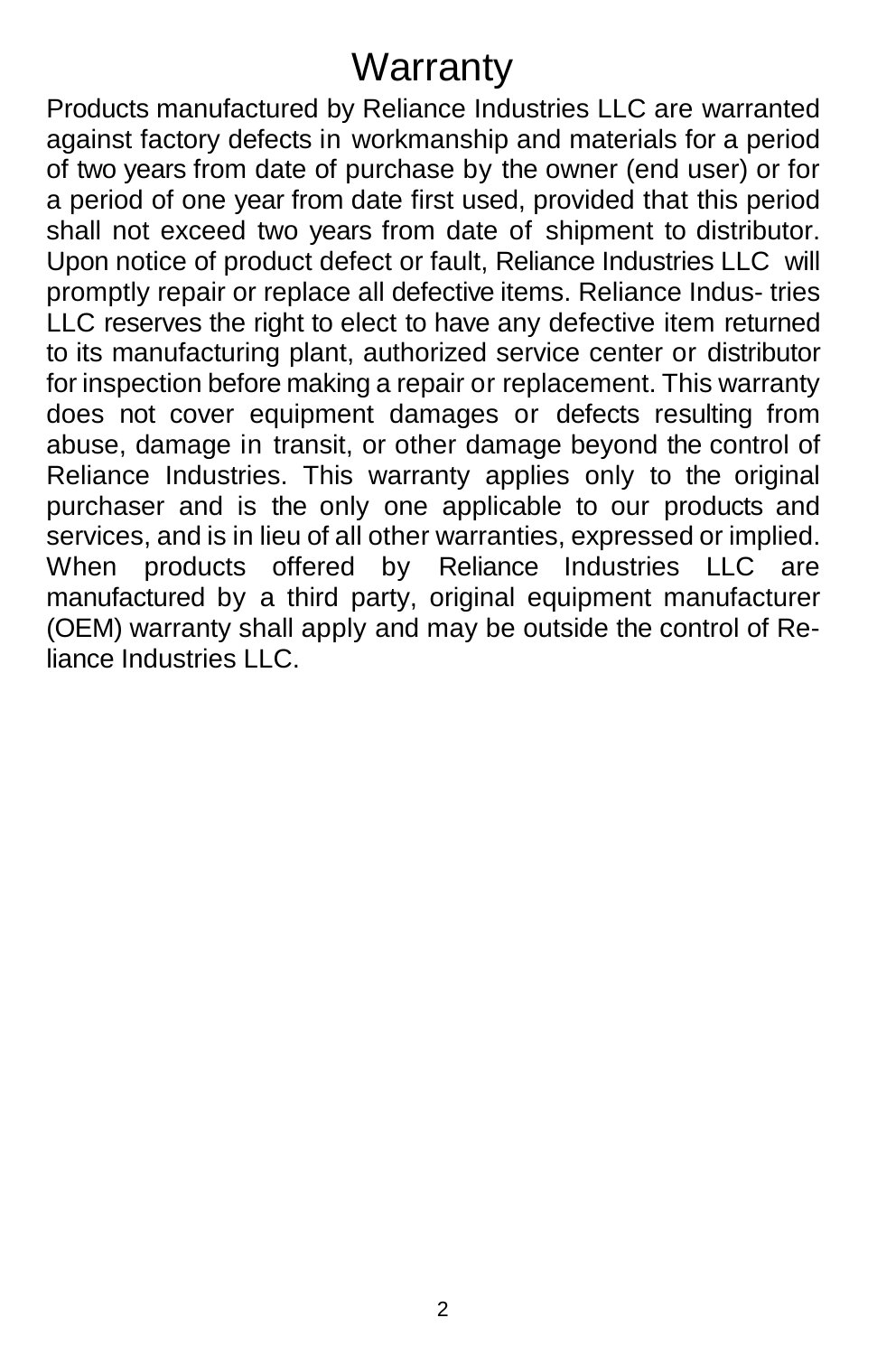# Warranty

Products manufactured by Reliance Industries LLC are warranted against factory defects in workmanship and materials for a period of two years from date of purchase by the owner (end user) or for a period of one year from date first used, provided that this period shall not exceed two years from date of shipment to distributor. Upon notice of product defect or fault, Reliance Industries LLC will promptly repair or replace all defective items. Reliance Industries LLC reserves the right to elect to have any defective item returned to its manufacturing plant, authorized service center or distributor for inspection before making a repair or replacement. This warranty does not cover equipment damages or defects resulting from abuse, damage in transit, or other damage beyond the control of Reliance Industries. This warranty applies only to the original purchaser and is the only one applicable to our products and services, and is in lieu of all other warranties, expressed or implied. When products offered by Reliance Industries LLC are manufactured by a third party, original equipment manufacturer (OEM) warranty shall apply and may be outside the control of Reliance Industries LLC.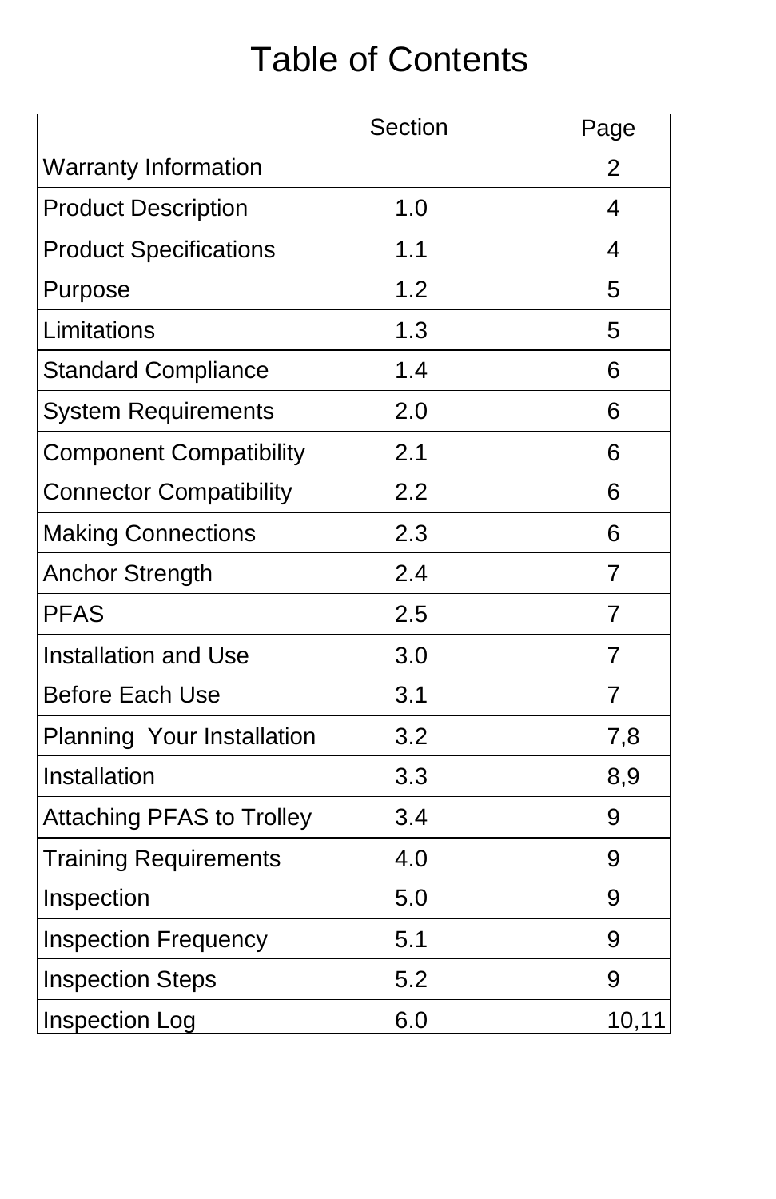# Table of Contents

| | Section | Page |
|---|---|---|
| Warranty Information | | 2 |
| Product Description | 1.0 | 4 |
| Product Specifications | 1.1 | 4 |
| Purpose | 1.2 | 5 |
| Limitations | 1.3 | 5 |
| Standard Compliance | 1.4 | 6 |
| System Requirements | 2.0 | 6 |
| Component Compatibility | 2.1 | 6 |
| Connector Compatibility | 2.2 | 6 |
| Making Connections | 2.3 | 6 |
| Anchor Strength | 2.4 | 7 |
| PFAS | 2.5 | 7 |
| Installation and Use | 3.0 | 7 |
| Before Each Use | 3.1 | 7 |
| Planning Your Installation | 3.2 | 7,8 |
| Installation | 3.3 | 8,9 |
| Attaching PFAS to Trolley | 3.4 | 9 |
| Training Requirements | 4.0 | 9 |
| Inspection | 5.0 | 9 |
| Inspection Frequency | 5.1 | 9 |
| Inspection Steps | 5.2 | 9 |
| Inspection Log | 6.0 | 10,11 |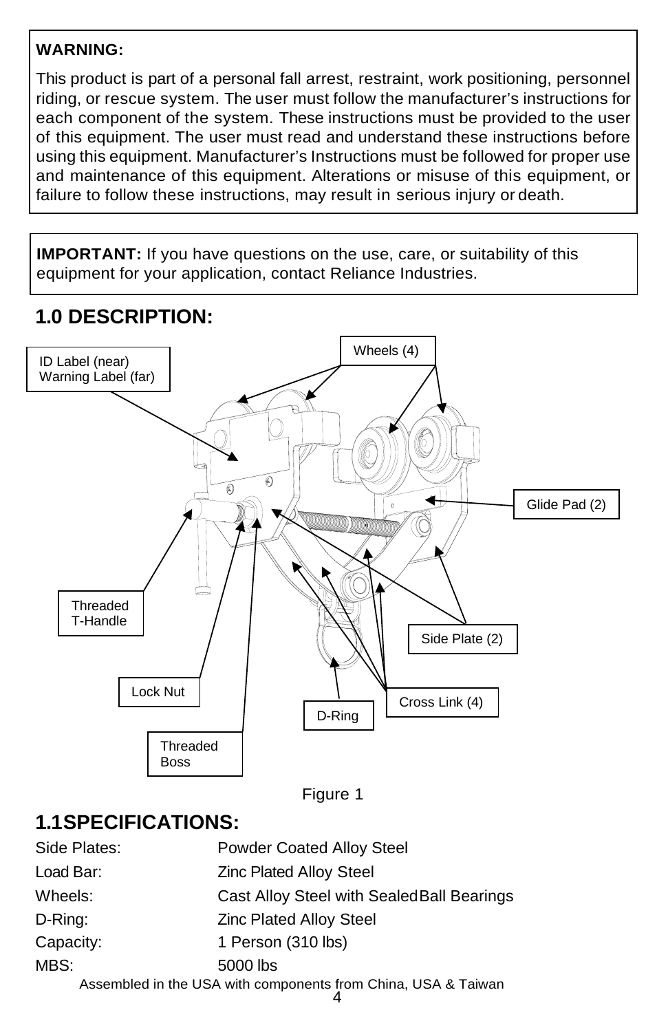**WARNING:**

This product is part of a personal fall arrest, restraint, work positioning, personnel riding, or rescue system. The user must follow the manufacturer's instructions for each component of the system. These instructions must be provided to the user of this equipment. The user must read and understand these instructions before using this equipment. Manufacturer's Instructions must be followed for proper use and maintenance of this equipment. Alterations or misuse of this equipment, or failure to follow these instructions, may result in serious injury or death.

**IMPORTANT:** If you have questions on the use, care, or suitability of this equipment for your application, contact Reliance Industries.

## 1.0 DESCRIPTION:

ID Label (near)
Warning Label (far)

Wheels (4)

Glide Pad (2)

Threaded T-Handle

Side Plate (2)

Lock Nut

D-Ring

Cross Link (4)

Threaded Boss

Figure 1

## 1.1 SPECIFICATIONS:

| | |
|---|---|
| Side Plates: | Powder Coated Alloy Steel |
| Load Bar: | Zinc Plated Alloy Steel |
| Wheels: | Cast Alloy Steel with Sealed Ball Bearings |
| D-Ring: | Zinc Plated Alloy Steel |
| Capacity: | 1 Person (310 lbs) |
| MBS: | 5000 lbs |

Assembled in the USA with components from China, USA & Taiwan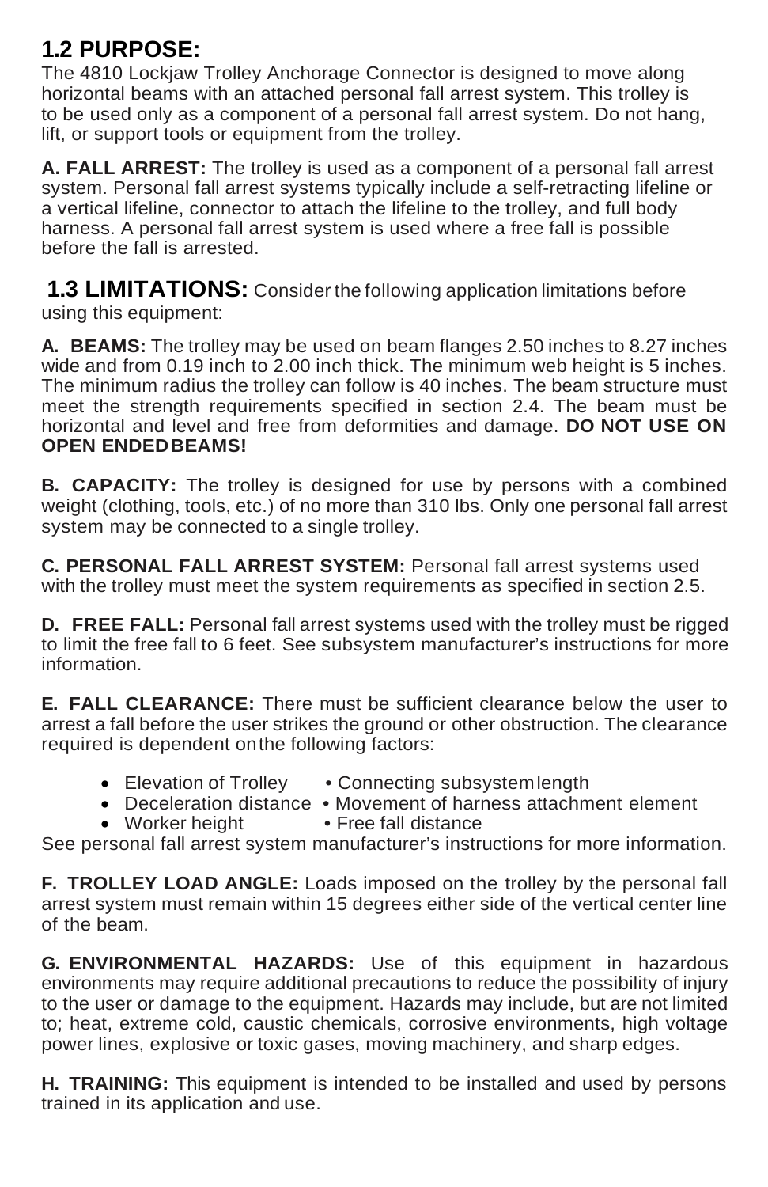## 1.2 PURPOSE:

The 4810 Lockjaw Trolley Anchorage Connector is designed to move along horizontal beams with an attached personal fall arrest system. This trolley is to be used only as a component of a personal fall arrest system. Do not hang, lift, or support tools or equipment from the trolley.

**A. FALL ARREST:** The trolley is used as a component of a personal fall arrest system. Personal fall arrest systems typically include a self-retracting lifeline or a vertical lifeline, connector to attach the lifeline to the trolley, and full body harness. A personal fall arrest system is used where a free fall is possible before the fall is arrested.

## 1.3 LIMITATIONS:

Consider the following application limitations before using this equipment:

**A. BEAMS:** The trolley may be used on beam flanges 2.50 inches to 8.27 inches wide and from 0.19 inch to 2.00 inch thick. The minimum web height is 5 inches. The minimum radius the trolley can follow is 40 inches. The beam structure must meet the strength requirements specified in section 2.4. The beam must be horizontal and level and free from deformities and damage. **DO NOT USE ON OPEN ENDED BEAMS!**

**B. CAPACITY:** The trolley is designed for use by persons with a combined weight (clothing, tools, etc.) of no more than 310 lbs. Only one personal fall arrest system may be connected to a single trolley.

**C. PERSONAL FALL ARREST SYSTEM:** Personal fall arrest systems used with the trolley must meet the system requirements as specified in section 2.5.

**D. FREE FALL:** Personal fall arrest systems used with the trolley must be rigged to limit the free fall to 6 feet. See subsystem manufacturer's instructions for more information.

**E. FALL CLEARANCE:** There must be sufficient clearance below the user to arrest a fall before the user strikes the ground or other obstruction. The clearance required is dependent on the following factors:

- Elevation of Trolley
- Connecting subsystem length
- Deceleration distance
- Movement of harness attachment element
- Worker height
- Free fall distance

See personal fall arrest system manufacturer's instructions for more information.

**F. TROLLEY LOAD ANGLE:** Loads imposed on the trolley by the personal fall arrest system must remain within 15 degrees either side of the vertical center line of the beam.

**G. ENVIRONMENTAL HAZARDS:** Use of this equipment in hazardous environments may require additional precautions to reduce the possibility of injury to the user or damage to the equipment. Hazards may include, but are not limited to; heat, extreme cold, caustic chemicals, corrosive environments, high voltage power lines, explosive or toxic gases, moving machinery, and sharp edges.

**H. TRAINING:** This equipment is intended to be installed and used by persons trained in its application and use.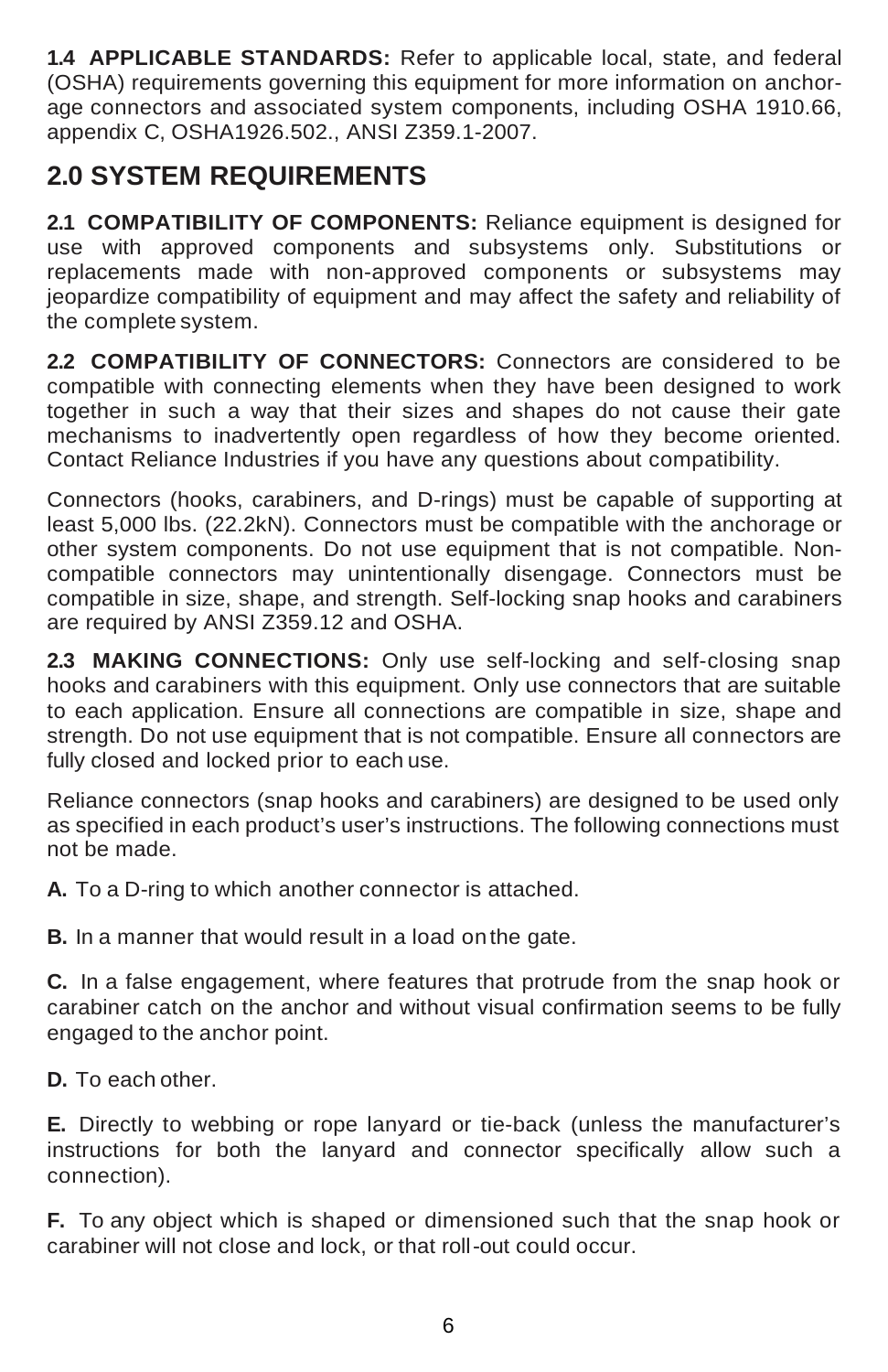**1.4 APPLICABLE STANDARDS:** Refer to applicable local, state, and federal (OSHA) requirements governing this equipment for more information on anchorage connectors and associated system components, including OSHA 1910.66, appendix C, OSHA1926.502., ANSI Z359.1-2007.

## 2.0 SYSTEM REQUIREMENTS

**2.1 COMPATIBILITY OF COMPONENTS:** Reliance equipment is designed for use with approved components and subsystems only. Substitutions or replacements made with non-approved components or subsystems may jeopardize compatibility of equipment and may affect the safety and reliability of the complete system.

**2.2 COMPATIBILITY OF CONNECTORS:** Connectors are considered to be compatible with connecting elements when they have been designed to work together in such a way that their sizes and shapes do not cause their gate mechanisms to inadvertently open regardless of how they become oriented. Contact Reliance Industries if you have any questions about compatibility.

Connectors (hooks, carabiners, and D-rings) must be capable of supporting at least 5,000 lbs. (22.2kN). Connectors must be compatible with the anchorage or other system components. Do not use equipment that is not compatible. Non-compatible connectors may unintentionally disengage. Connectors must be compatible in size, shape, and strength. Self-locking snap hooks and carabiners are required by ANSI Z359.12 and OSHA.

**2.3 MAKING CONNECTIONS:** Only use self-locking and self-closing snap hooks and carabiners with this equipment. Only use connectors that are suitable to each application. Ensure all connections are compatible in size, shape and strength. Do not use equipment that is not compatible. Ensure all connectors are fully closed and locked prior to each use.

Reliance connectors (snap hooks and carabiners) are designed to be used only as specified in each product's user's instructions. The following connections must not be made.

**A.** To a D-ring to which another connector is attached.

**B.** In a manner that would result in a load on the gate.

**C.** In a false engagement, where features that protrude from the snap hook or carabiner catch on the anchor and without visual confirmation seems to be fully engaged to the anchor point.

**D.** To each other.

**E.** Directly to webbing or rope lanyard or tie-back (unless the manufacturer's instructions for both the lanyard and connector specifically allow such a connection).

**F.** To any object which is shaped or dimensioned such that the snap hook or carabiner will not close and lock, or that roll-out could occur.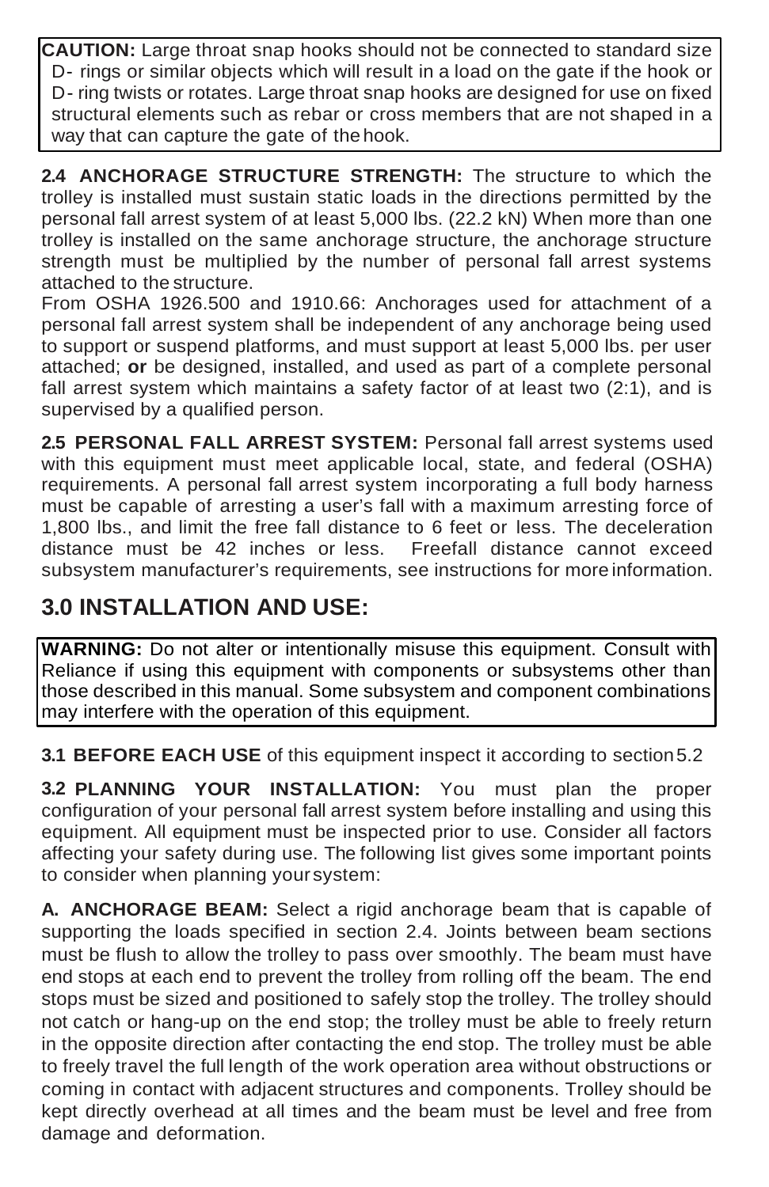**CAUTION:** Large throat snap hooks should not be connected to standard size D- rings or similar objects which will result in a load on the gate if the hook or D- ring twists or rotates. Large throat snap hooks are designed for use on fixed structural elements such as rebar or cross members that are not shaped in a way that can capture the gate of the hook.

**2.4 ANCHORAGE STRUCTURE STRENGTH:** The structure to which the trolley is installed must sustain static loads in the directions permitted by the personal fall arrest system of at least 5,000 lbs. (22.2 kN) When more than one trolley is installed on the same anchorage structure, the anchorage structure strength must be multiplied by the number of personal fall arrest systems attached to the structure.

From OSHA 1926.500 and 1910.66: Anchorages used for attachment of a personal fall arrest system shall be independent of any anchorage being used to support or suspend platforms, and must support at least 5,000 lbs. per user attached; **or** be designed, installed, and used as part of a complete personal fall arrest system which maintains a safety factor of at least two (2:1), and is supervised by a qualified person.

**2.5 PERSONAL FALL ARREST SYSTEM:** Personal fall arrest systems used with this equipment must meet applicable local, state, and federal (OSHA) requirements. A personal fall arrest system incorporating a full body harness must be capable of arresting a user's fall with a maximum arresting force of 1,800 lbs., and limit the free fall distance to 6 feet or less. The deceleration distance must be 42 inches or less. Freefall distance cannot exceed subsystem manufacturer's requirements, see instructions for more information.

## 3.0 INSTALLATION AND USE:

**WARNING:** Do not alter or intentionally misuse this equipment. Consult with Reliance if using this equipment with components or subsystems other than those described in this manual. Some subsystem and component combinations may interfere with the operation of this equipment.

**3.1 BEFORE EACH USE** of this equipment inspect it according to section 5.2

**3.2 PLANNING YOUR INSTALLATION:** You must plan the proper configuration of your personal fall arrest system before installing and using this equipment. All equipment must be inspected prior to use. Consider all factors affecting your safety during use. The following list gives some important points to consider when planning your system:

**A. ANCHORAGE BEAM:** Select a rigid anchorage beam that is capable of supporting the loads specified in section 2.4. Joints between beam sections must be flush to allow the trolley to pass over smoothly. The beam must have end stops at each end to prevent the trolley from rolling off the beam. The end stops must be sized and positioned to safely stop the trolley. The trolley should not catch or hang-up on the end stop; the trolley must be able to freely return in the opposite direction after contacting the end stop. The trolley must be able to freely travel the full length of the work operation area without obstructions or coming in contact with adjacent structures and components. Trolley should be kept directly overhead at all times and the beam must be level and free from damage and deformation.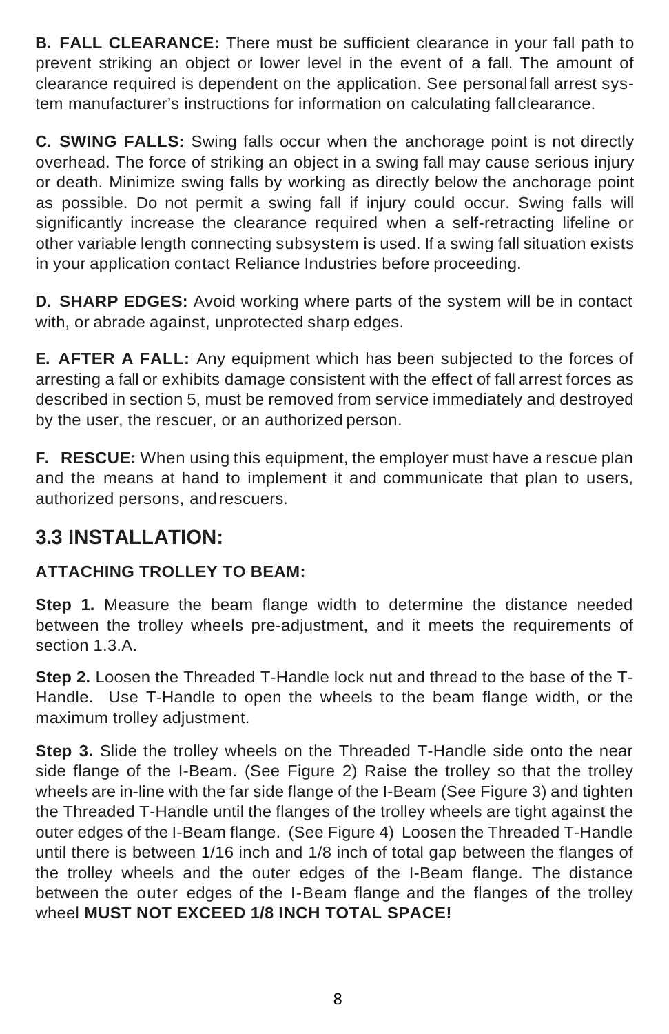**B. FALL CLEARANCE:** There must be sufficient clearance in your fall path to prevent striking an object or lower level in the event of a fall. The amount of clearance required is dependent on the application. See personal fall arrest system manufacturer's instructions for information on calculating fall clearance.

**C. SWING FALLS:** Swing falls occur when the anchorage point is not directly overhead. The force of striking an object in a swing fall may cause serious injury or death. Minimize swing falls by working as directly below the anchorage point as possible. Do not permit a swing fall if injury could occur. Swing falls will significantly increase the clearance required when a self-retracting lifeline or other variable length connecting subsystem is used. If a swing fall situation exists in your application contact Reliance Industries before proceeding.

**D. SHARP EDGES:** Avoid working where parts of the system will be in contact with, or abrade against, unprotected sharp edges.

**E. AFTER A FALL:** Any equipment which has been subjected to the forces of arresting a fall or exhibits damage consistent with the effect of fall arrest forces as described in section 5, must be removed from service immediately and destroyed by the user, the rescuer, or an authorized person.

**F. RESCUE:** When using this equipment, the employer must have a rescue plan and the means at hand to implement it and communicate that plan to users, authorized persons, and rescuers.

## 3.3 INSTALLATION:

**ATTACHING TROLLEY TO BEAM:**

**Step 1.** Measure the beam flange width to determine the distance needed between the trolley wheels pre-adjustment, and it meets the requirements of section 1.3.A.

**Step 2.** Loosen the Threaded T-Handle lock nut and thread to the base of the T-Handle. Use T-Handle to open the wheels to the beam flange width, or the maximum trolley adjustment.

**Step 3.** Slide the trolley wheels on the Threaded T-Handle side onto the near side flange of the I-Beam. (See Figure 2) Raise the trolley so that the trolley wheels are in-line with the far side flange of the I-Beam (See Figure 3) and tighten the Threaded T-Handle until the flanges of the trolley wheels are tight against the outer edges of the I-Beam flange. (See Figure 4) Loosen the Threaded T-Handle until there is between 1/16 inch and 1/8 inch of total gap between the flanges of the trolley wheels and the outer edges of the I-Beam flange. The distance between the outer edges of the I-Beam flange and the flanges of the trolley wheel **MUST NOT EXCEED 1/8 INCH TOTAL SPACE!**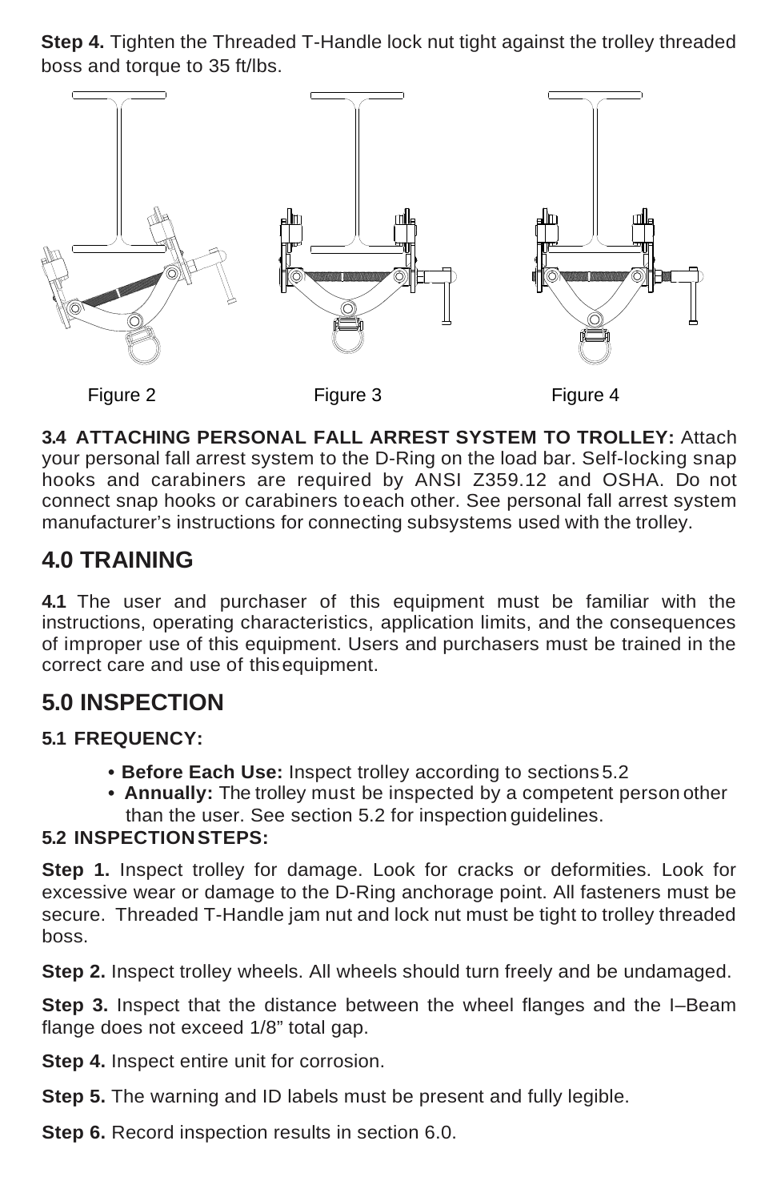**Step 4.** Tighten the Threaded T-Handle lock nut tight against the trolley threaded boss and torque to 35 ft/lbs.

Figure 2　　Figure 3　　Figure 4

**3.4 ATTACHING PERSONAL FALL ARREST SYSTEM TO TROLLEY:** Attach your personal fall arrest system to the D-Ring on the load bar. Self-locking snap hooks and carabiners are required by ANSI Z359.12 and OSHA. Do not connect snap hooks or carabiners to each other. See personal fall arrest system manufacturer's instructions for connecting subsystems used with the trolley.

## 4.0 TRAINING

**4.1** The user and purchaser of this equipment must be familiar with the instructions, operating characteristics, application limits, and the consequences of improper use of this equipment. Users and purchasers must be trained in the correct care and use of this equipment.

## 5.0 INSPECTION

**5.1 FREQUENCY:**

- **Before Each Use:** Inspect trolley according to sections 5.2
- **Annually:** The trolley must be inspected by a competent person other than the user. See section 5.2 for inspection guidelines.

**5.2 INSPECTION STEPS:**

**Step 1.** Inspect trolley for damage. Look for cracks or deformities. Look for excessive wear or damage to the D-Ring anchorage point. All fasteners must be secure. Threaded T-Handle jam nut and lock nut must be tight to trolley threaded boss.

**Step 2.** Inspect trolley wheels. All wheels should turn freely and be undamaged.

**Step 3.** Inspect that the distance between the wheel flanges and the I–Beam flange does not exceed 1/8" total gap.

**Step 4.** Inspect entire unit for corrosion.

**Step 5.** The warning and ID labels must be present and fully legible.

**Step 6.** Record inspection results in section 6.0.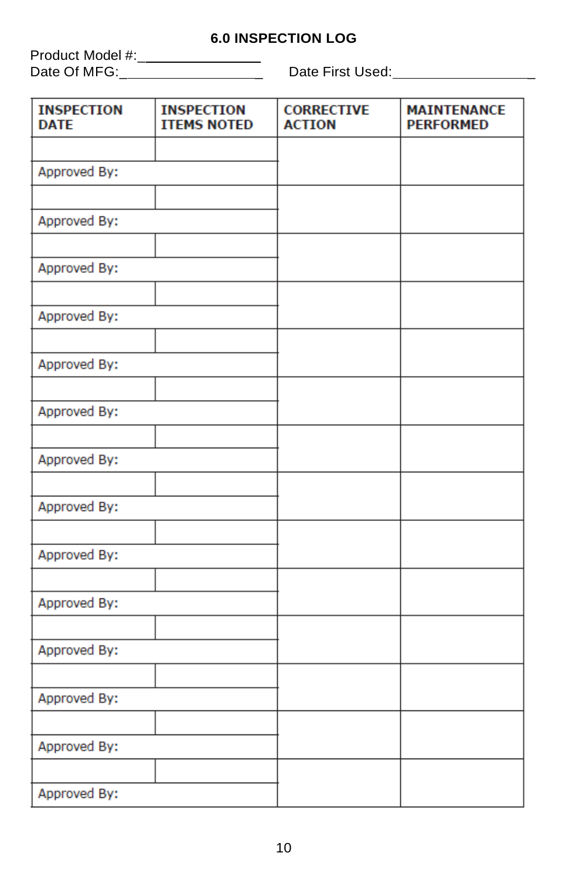## 6.0 INSPECTION LOG

Product Model #:_______________

Date Of MFG:_________________ Date First Used:_________________

| INSPECTION DATE | INSPECTION ITEMS NOTED | CORRECTIVE ACTION | MAINTENANCE PERFORMED |
|---|---|---|---|
| | | | |
| Approved By: | | | |
| | | | |
| Approved By: | | | |
| | | | |
| Approved By: | | | |
| | | | |
| Approved By: | | | |
| | | | |
| Approved By: | | | |
| | | | |
| Approved By: | | | |
| | | | |
| Approved By: | | | |
| | | | |
| Approved By: | | | |
| | | | |
| Approved By: | | | |
| | | | |
| Approved By: | | | |
| | | | |
| Approved By: | | | |
| | | | |
| Approved By: | | | |
| | | | |
| Approved By: | | | |
| | | | |
| Approved By: | | | |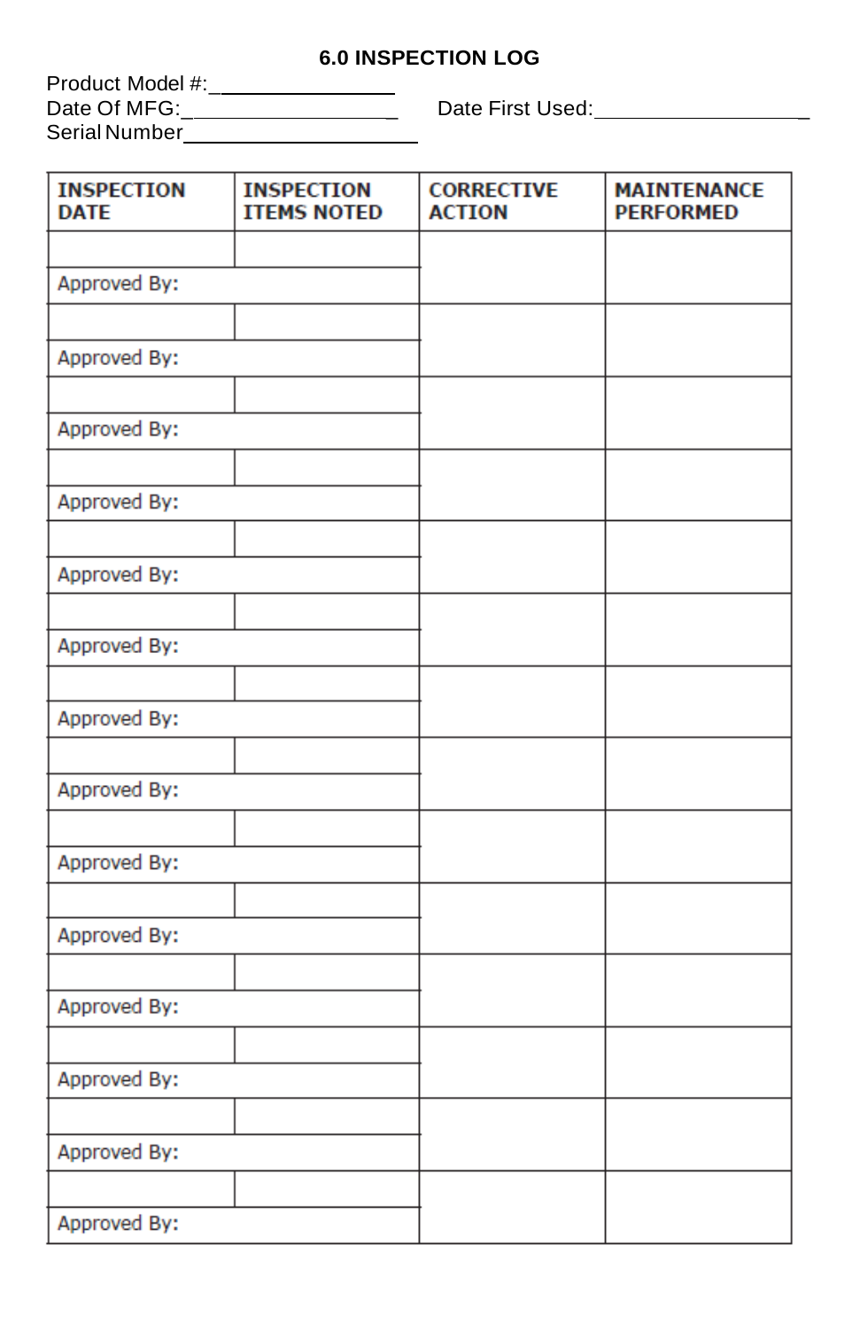## 6.0 INSPECTION LOG

Product Model #:_______________

Date Of MFG:_________________ Date First Used:__________________

Serial Number____________________

| INSPECTION DATE | INSPECTION ITEMS NOTED | CORRECTIVE ACTION | MAINTENANCE PERFORMED |
|---|---|---|---|
| | | | |
| Approved By: | | | |
| | | | |
| Approved By: | | | |
| | | | |
| Approved By: | | | |
| | | | |
| Approved By: | | | |
| | | | |
| Approved By: | | | |
| | | | |
| Approved By: | | | |
| | | | |
| Approved By: | | | |
| | | | |
| Approved By: | | | |
| | | | |
| Approved By: | | | |
| | | | |
| Approved By: | | | |
| | | | |
| Approved By: | | | |
| | | | |
| Approved By: | | | |
| | | | |
| Approved By: | | | |
| | | | |
| Approved By: | | | |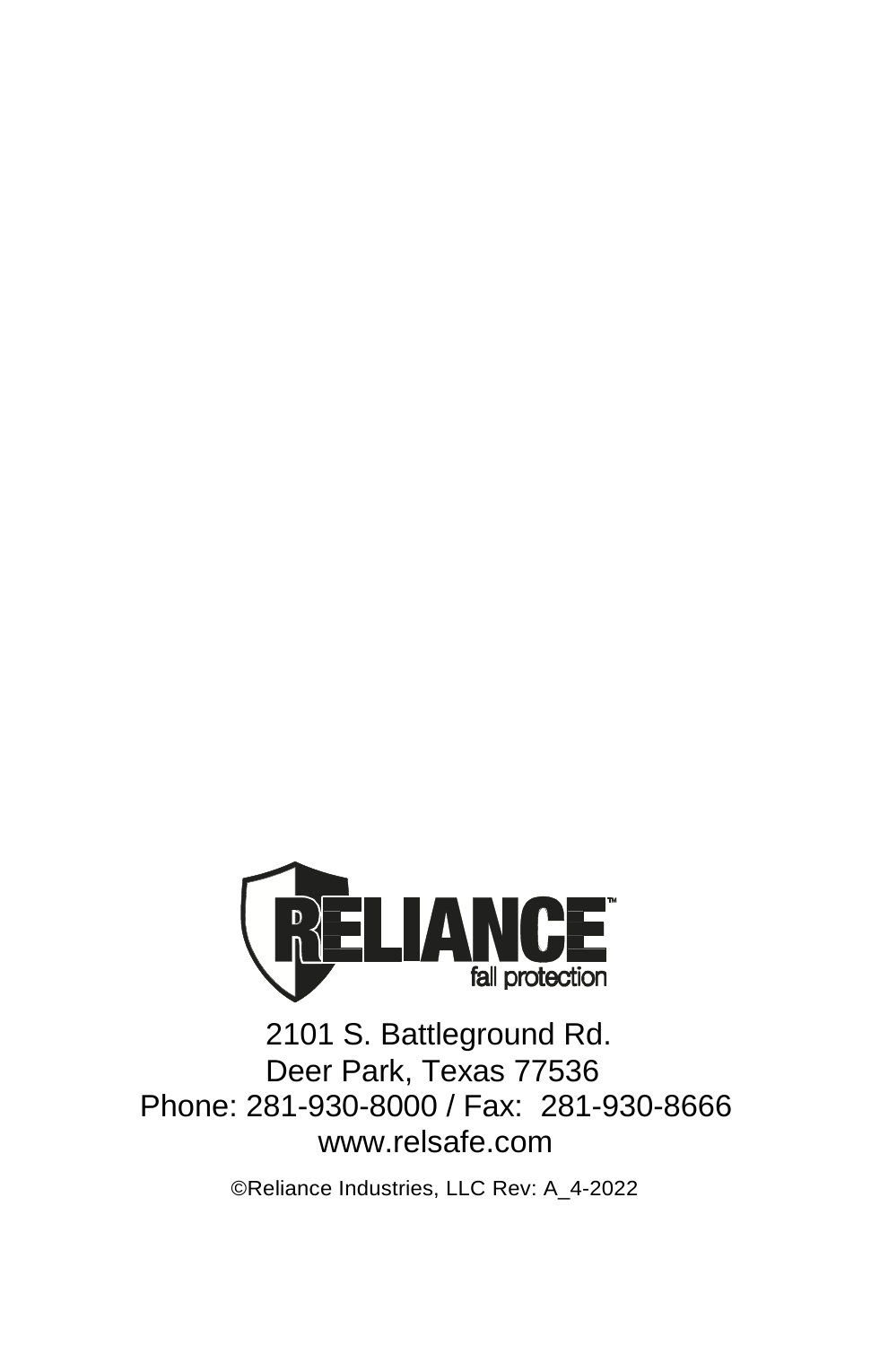RELIANCE™
fall protection

2101 S. Battleground Rd.
Deer Park, Texas 77536
Phone: 281-930-8000 / Fax: 281-930-8666
www.relsafe.com

©Reliance Industries, LLC Rev: A_4-2022